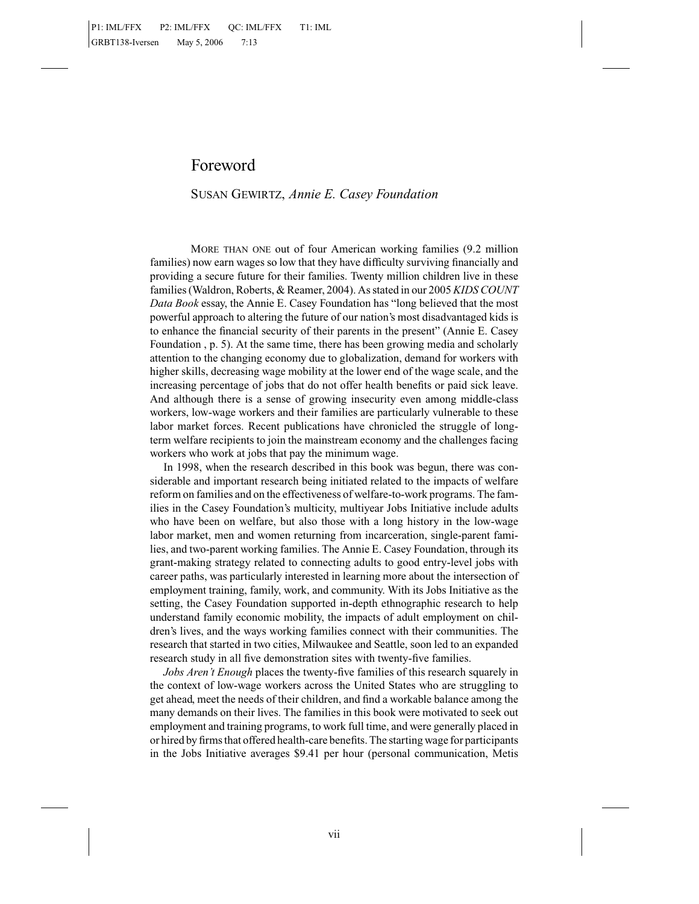# Foreword

## Susan Gewirtz, *Annie E. Casey Foundation*

More than one out of four American working families (9.2 million families) now earn wages so low that they have difficulty surviving financially and providing a secure future for their families. Twenty million children live in these families (Waldron, Roberts, & Reamer, 2004). As stated in our 2005 *KIDS COUNT Data Book* essay, the Annie E. Casey Foundation has "long believed that the most powerful approach to altering the future of our nation's most disadvantaged kids is to enhance the financial security of their parents in the present" (Annie E. Casey Foundation , p. 5). At the same time, there has been growing media and scholarly attention to the changing economy due to globalization, demand for workers with higher skills, decreasing wage mobility at the lower end of the wage scale, and the increasing percentage of jobs that do not offer health benefits or paid sick leave. And although there is a sense of growing insecurity even among middle-class workers, low-wage workers and their families are particularly vulnerable to these labor market forces. Recent publications have chronicled the struggle of long-term welfare recipients to join the mainstream economy and the challenges facing workers who work at jobs that pay the minimum wage.

In 1998, when the research described in this book was begun, there was considerable and important research being initiated related to the impacts of welfare reform on families and on the effectiveness of welfare-to-work programs. The families in the Casey Foundation's multicity, multiyear Jobs Initiative include adults who have been on welfare, but also those with a long history in the low-wage labor market, men and women returning from incarceration, single-parent families, and two-parent working families. The Annie E. Casey Foundation, through its grant-making strategy related to connecting adults to good entry-level jobs with career paths, was particularly interested in learning more about the intersection of employment training, family, work, and community. With its Jobs Initiative as the setting, the Casey Foundation supported in-depth ethnographic research to help understand family economic mobility, the impacts of adult employment on children's lives, and the ways working families connect with their communities. The research that started in two cities, Milwaukee and Seattle, soon led to an expanded research study in all five demonstration sites with twenty-five families.

*Jobs Aren't Enough* places the twenty-five families of this research squarely in the context of low-wage workers across the United States who are struggling to get ahead, meet the needs of their children, and find a workable balance among the many demands on their lives. The families in this book were motivated to seek out employment and training programs, to work full time, and were generally placed in or hired by firms that offered health-care benefits. The starting wage for participants in the Jobs Initiative averages $9.41 per hour (personal communication, Metis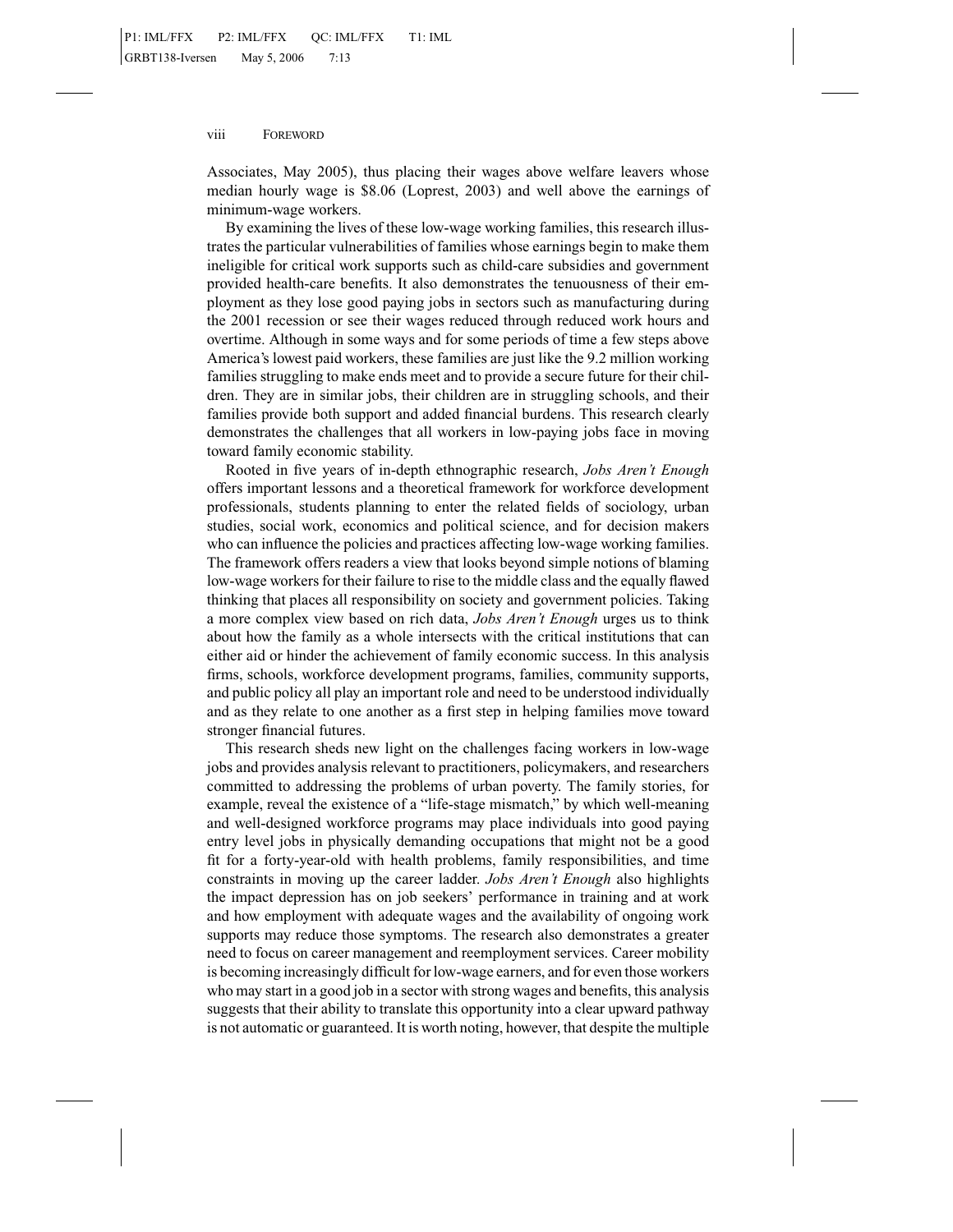Associates, May 2005), thus placing their wages above welfare leavers whose median hourly wage is \$8.06 (Loprest, 2003) and well above the earnings of minimum-wage workers.

By examining the lives of these low-wage working families, this research illustrates the particular vulnerabilities of families whose earnings begin to make them ineligible for critical work supports such as child-care subsidies and government provided health-care benefits. It also demonstrates the tenuousness of their employment as they lose good paying jobs in sectors such as manufacturing during the 2001 recession or see their wages reduced through reduced work hours and overtime. Although in some ways and for some periods of time a few steps above America's lowest paid workers, these families are just like the 9.2 million working families struggling to make ends meet and to provide a secure future for their children. They are in similar jobs, their children are in struggling schools, and their families provide both support and added financial burdens. This research clearly demonstrates the challenges that all workers in low-paying jobs face in moving toward family economic stability.

Rooted in five years of in-depth ethnographic research, *Jobs Aren't Enough* offers important lessons and a theoretical framework for workforce development professionals, students planning to enter the related fields of sociology, urban studies, social work, economics and political science, and for decision makers who can influence the policies and practices affecting low-wage working families. The framework offers readers a view that looks beyond simple notions of blaming low-wage workers for their failure to rise to the middle class and the equally flawed thinking that places all responsibility on society and government policies. Taking a more complex view based on rich data, *Jobs Aren't Enough* urges us to think about how the family as a whole intersects with the critical institutions that can either aid or hinder the achievement of family economic success. In this analysis firms, schools, workforce development programs, families, community supports, and public policy all play an important role and need to be understood individually and as they relate to one another as a first step in helping families move toward stronger financial futures.

This research sheds new light on the challenges facing workers in low-wage jobs and provides analysis relevant to practitioners, policymakers, and researchers committed to addressing the problems of urban poverty. The family stories, for example, reveal the existence of a "life-stage mismatch," by which well-meaning and well-designed workforce programs may place individuals into good paying entry level jobs in physically demanding occupations that might not be a good fit for a forty-year-old with health problems, family responsibilities, and time constraints in moving up the career ladder. *Jobs Aren't Enough* also highlights the impact depression has on job seekers' performance in training and at work and how employment with adequate wages and the availability of ongoing work supports may reduce those symptoms. The research also demonstrates a greater need to focus on career management and reemployment services. Career mobility is becoming increasingly difficult for low-wage earners, and for even those workers who may start in a good job in a sector with strong wages and benefits, this analysis suggests that their ability to translate this opportunity into a clear upward pathway is not automatic or guaranteed. It is worth noting, however, that despite the multiple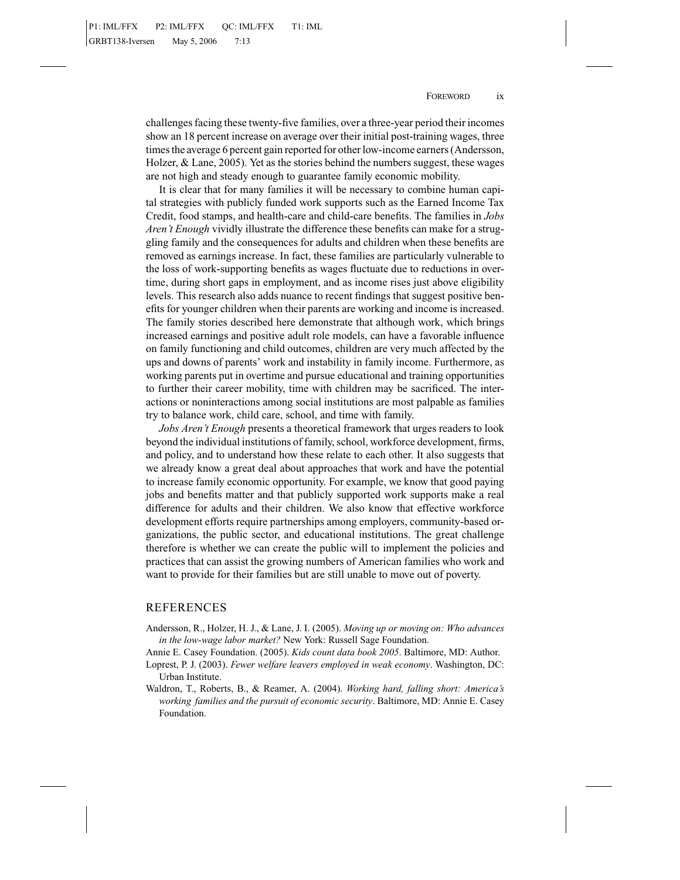challenges facing these twenty-five families, over a three-year period their incomes show an 18 percent increase on average over their initial post-training wages, three times the average 6 percent gain reported for other low-income earners (Andersson, Holzer, & Lane, 2005). Yet as the stories behind the numbers suggest, these wages are not high and steady enough to guarantee family economic mobility.

It is clear that for many families it will be necessary to combine human capital strategies with publicly funded work supports such as the Earned Income Tax Credit, food stamps, and health-care and child-care benefits. The families in *Jobs Aren't Enough* vividly illustrate the difference these benefits can make for a struggling family and the consequences for adults and children when these benefits are removed as earnings increase. In fact, these families are particularly vulnerable to the loss of work-supporting benefits as wages fluctuate due to reductions in overtime, during short gaps in employment, and as income rises just above eligibility levels. This research also adds nuance to recent findings that suggest positive benefits for younger children when their parents are working and income is increased. The family stories described here demonstrate that although work, which brings increased earnings and positive adult role models, can have a favorable influence on family functioning and child outcomes, children are very much affected by the ups and downs of parents' work and instability in family income. Furthermore, as working parents put in overtime and pursue educational and training opportunities to further their career mobility, time with children may be sacrificed. The interactions or noninteractions among social institutions are most palpable as families try to balance work, child care, school, and time with family.

*Jobs Aren't Enough* presents a theoretical framework that urges readers to look beyond the individual institutions of family, school, workforce development, firms, and policy, and to understand how these relate to each other. It also suggests that we already know a great deal about approaches that work and have the potential to increase family economic opportunity. For example, we know that good paying jobs and benefits matter and that publicly supported work supports make a real difference for adults and their children. We also know that effective workforce development efforts require partnerships among employers, community-based organizations, the public sector, and educational institutions. The great challenge therefore is whether we can create the public will to implement the policies and practices that can assist the growing numbers of American families who work and want to provide for their families but are still unable to move out of poverty.

## REFERENCES

Andersson, R., Holzer, H. J., & Lane, J. I. (2005). *Moving up or moving on: Who advances in the low-wage labor market?* New York: Russell Sage Foundation.

Annie E. Casey Foundation. (2005). *Kids count data book 2005*. Baltimore, MD: Author.

Loprest, P. J. (2003). *Fewer welfare leavers employed in weak economy*. Washington, DC: Urban Institute.

Waldron, T., Roberts, B., & Reamer, A. (2004). *Working hard, falling short: America's working families and the pursuit of economic security*. Baltimore, MD: Annie E. Casey Foundation.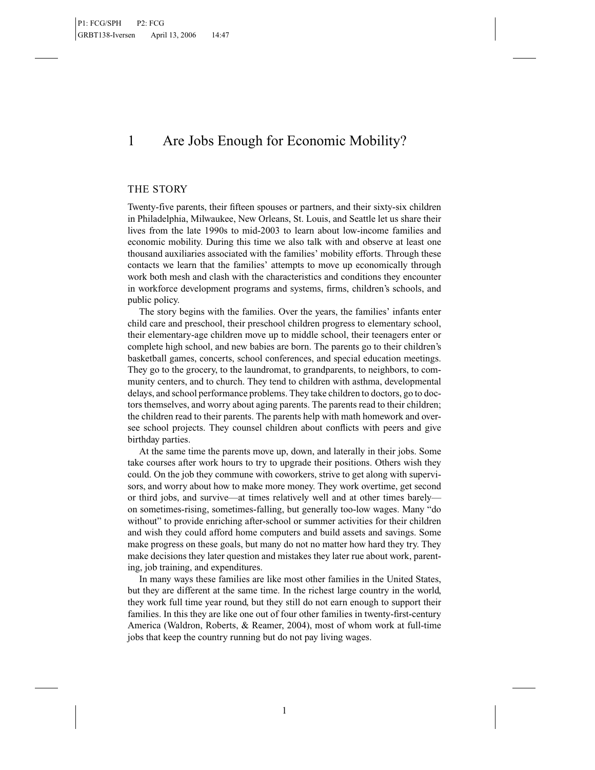# 1 Are Jobs Enough for Economic Mobility?

## THE STORY

Twenty-five parents, their fifteen spouses or partners, and their sixty-six children in Philadelphia, Milwaukee, New Orleans, St. Louis, and Seattle let us share their lives from the late 1990s to mid-2003 to learn about low-income families and economic mobility. During this time we also talk with and observe at least one thousand auxiliaries associated with the families' mobility efforts. Through these contacts we learn that the families' attempts to move up economically through work both mesh and clash with the characteristics and conditions they encounter in workforce development programs and systems, firms, children's schools, and public policy.

The story begins with the families. Over the years, the families' infants enter child care and preschool, their preschool children progress to elementary school, their elementary-age children move up to middle school, their teenagers enter or complete high school, and new babies are born. The parents go to their children's basketball games, concerts, school conferences, and special education meetings. They go to the grocery, to the laundromat, to grandparents, to neighbors, to community centers, and to church. They tend to children with asthma, developmental delays, and school performance problems. They take children to doctors, go to doctors themselves, and worry about aging parents. The parents read to their children; the children read to their parents. The parents help with math homework and oversee school projects. They counsel children about conflicts with peers and give birthday parties.

At the same time the parents move up, down, and laterally in their jobs. Some take courses after work hours to try to upgrade their positions. Others wish they could. On the job they commune with coworkers, strive to get along with supervisors, and worry about how to make more money. They work overtime, get second or third jobs, and survive—at times relatively well and at other times barely—on sometimes-rising, sometimes-falling, but generally too-low wages. Many "do without" to provide enriching after-school or summer activities for their children and wish they could afford home computers and build assets and savings. Some make progress on these goals, but many do not no matter how hard they try. They make decisions they later question and mistakes they later rue about work, parenting, job training, and expenditures.

In many ways these families are like most other families in the United States, but they are different at the same time. In the richest large country in the world, they work full time year round, but they still do not earn enough to support their families. In this they are like one out of four other families in twenty-first-century America (Waldron, Roberts, & Reamer, 2004), most of whom work at full-time jobs that keep the country running but do not pay living wages.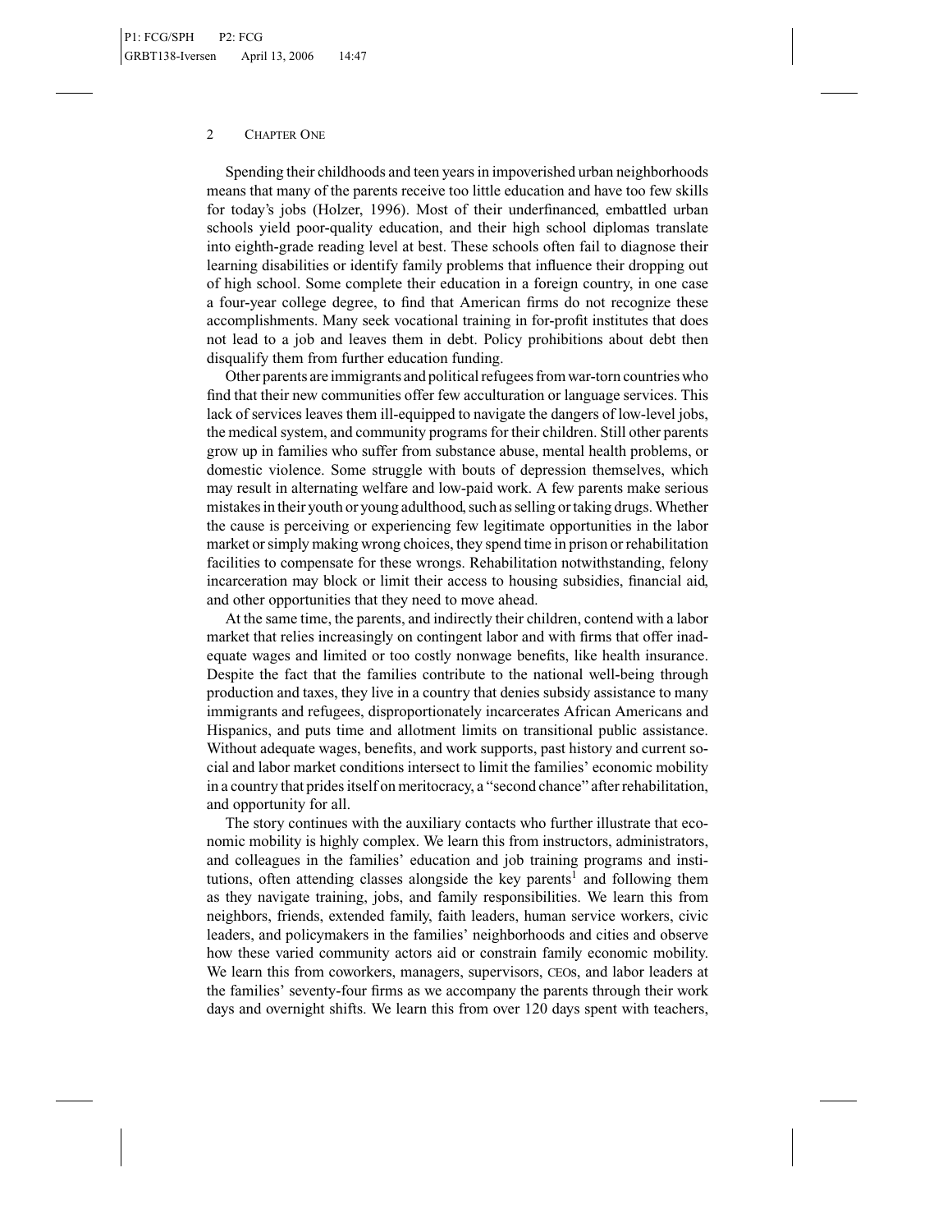Spending their childhoods and teen years in impoverished urban neighborhoods means that many of the parents receive too little education and have too few skills for today's jobs (Holzer, 1996). Most of their underfinanced, embattled urban schools yield poor-quality education, and their high school diplomas translate into eighth-grade reading level at best. These schools often fail to diagnose their learning disabilities or identify family problems that influence their dropping out of high school. Some complete their education in a foreign country, in one case a four-year college degree, to find that American firms do not recognize these accomplishments. Many seek vocational training in for-profit institutes that does not lead to a job and leaves them in debt. Policy prohibitions about debt then disqualify them from further education funding.

Other parents are immigrants and political refugees from war-torn countries who find that their new communities offer few acculturation or language services. This lack of services leaves them ill-equipped to navigate the dangers of low-level jobs, the medical system, and community programs for their children. Still other parents grow up in families who suffer from substance abuse, mental health problems, or domestic violence. Some struggle with bouts of depression themselves, which may result in alternating welfare and low-paid work. A few parents make serious mistakes in their youth or young adulthood, such as selling or taking drugs. Whether the cause is perceiving or experiencing few legitimate opportunities in the labor market or simply making wrong choices, they spend time in prison or rehabilitation facilities to compensate for these wrongs. Rehabilitation notwithstanding, felony incarceration may block or limit their access to housing subsidies, financial aid, and other opportunities that they need to move ahead.

At the same time, the parents, and indirectly their children, contend with a labor market that relies increasingly on contingent labor and with firms that offer inadequate wages and limited or too costly nonwage benefits, like health insurance. Despite the fact that the families contribute to the national well-being through production and taxes, they live in a country that denies subsidy assistance to many immigrants and refugees, disproportionately incarcerates African Americans and Hispanics, and puts time and allotment limits on transitional public assistance. Without adequate wages, benefits, and work supports, past history and current social and labor market conditions intersect to limit the families' economic mobility in a country that prides itself on meritocracy, a "second chance" after rehabilitation, and opportunity for all.

The story continues with the auxiliary contacts who further illustrate that economic mobility is highly complex. We learn this from instructors, administrators, and colleagues in the families' education and job training programs and institutions, often attending classes alongside the key parents[1] and following them as they navigate training, jobs, and family responsibilities. We learn this from neighbors, friends, extended family, faith leaders, human service workers, civic leaders, and policymakers in the families' neighborhoods and cities and observe how these varied community actors aid or constrain family economic mobility. We learn this from coworkers, managers, supervisors, CEOs, and labor leaders at the families' seventy-four firms as we accompany the parents through their work days and overnight shifts. We learn this from over 120 days spent with teachers,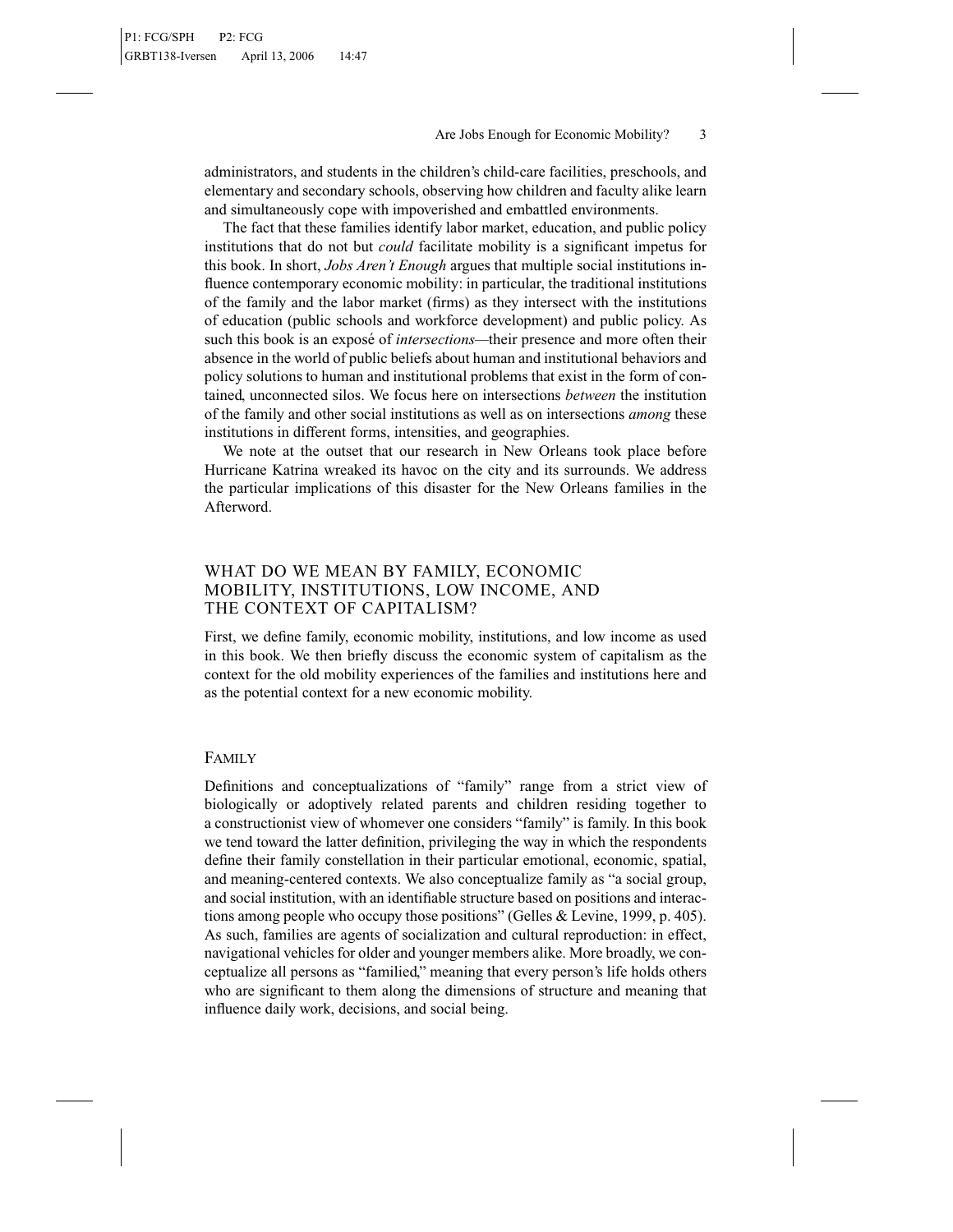administrators, and students in the children's child-care facilities, preschools, and elementary and secondary schools, observing how children and faculty alike learn and simultaneously cope with impoverished and embattled environments.

The fact that these families identify labor market, education, and public policy institutions that do not but *could* facilitate mobility is a significant impetus for this book. In short, *Jobs Aren't Enough* argues that multiple social institutions influence contemporary economic mobility: in particular, the traditional institutions of the family and the labor market (firms) as they intersect with the institutions of education (public schools and workforce development) and public policy. As such this book is an exposé of *intersections*—their presence and more often their absence in the world of public beliefs about human and institutional behaviors and policy solutions to human and institutional problems that exist in the form of contained, unconnected silos. We focus here on intersections *between* the institution of the family and other social institutions as well as on intersections *among* these institutions in different forms, intensities, and geographies.

We note at the outset that our research in New Orleans took place before Hurricane Katrina wreaked its havoc on the city and its surrounds. We address the particular implications of this disaster for the New Orleans families in the Afterword.

## WHAT DO WE MEAN BY FAMILY, ECONOMIC MOBILITY, INSTITUTIONS, LOW INCOME, AND THE CONTEXT OF CAPITALISM?

First, we define family, economic mobility, institutions, and low income as used in this book. We then briefly discuss the economic system of capitalism as the context for the old mobility experiences of the families and institutions here and as the potential context for a new economic mobility.

### FAMILY

Definitions and conceptualizations of "family" range from a strict view of biologically or adoptively related parents and children residing together to a constructionist view of whomever one considers "family" is family. In this book we tend toward the latter definition, privileging the way in which the respondents define their family constellation in their particular emotional, economic, spatial, and meaning-centered contexts. We also conceptualize family as "a social group, and social institution, with an identifiable structure based on positions and interactions among people who occupy those positions" (Gelles & Levine, 1999, p. 405). As such, families are agents of socialization and cultural reproduction: in effect, navigational vehicles for older and younger members alike. More broadly, we conceptualize all persons as "familied," meaning that every person's life holds others who are significant to them along the dimensions of structure and meaning that influence daily work, decisions, and social being.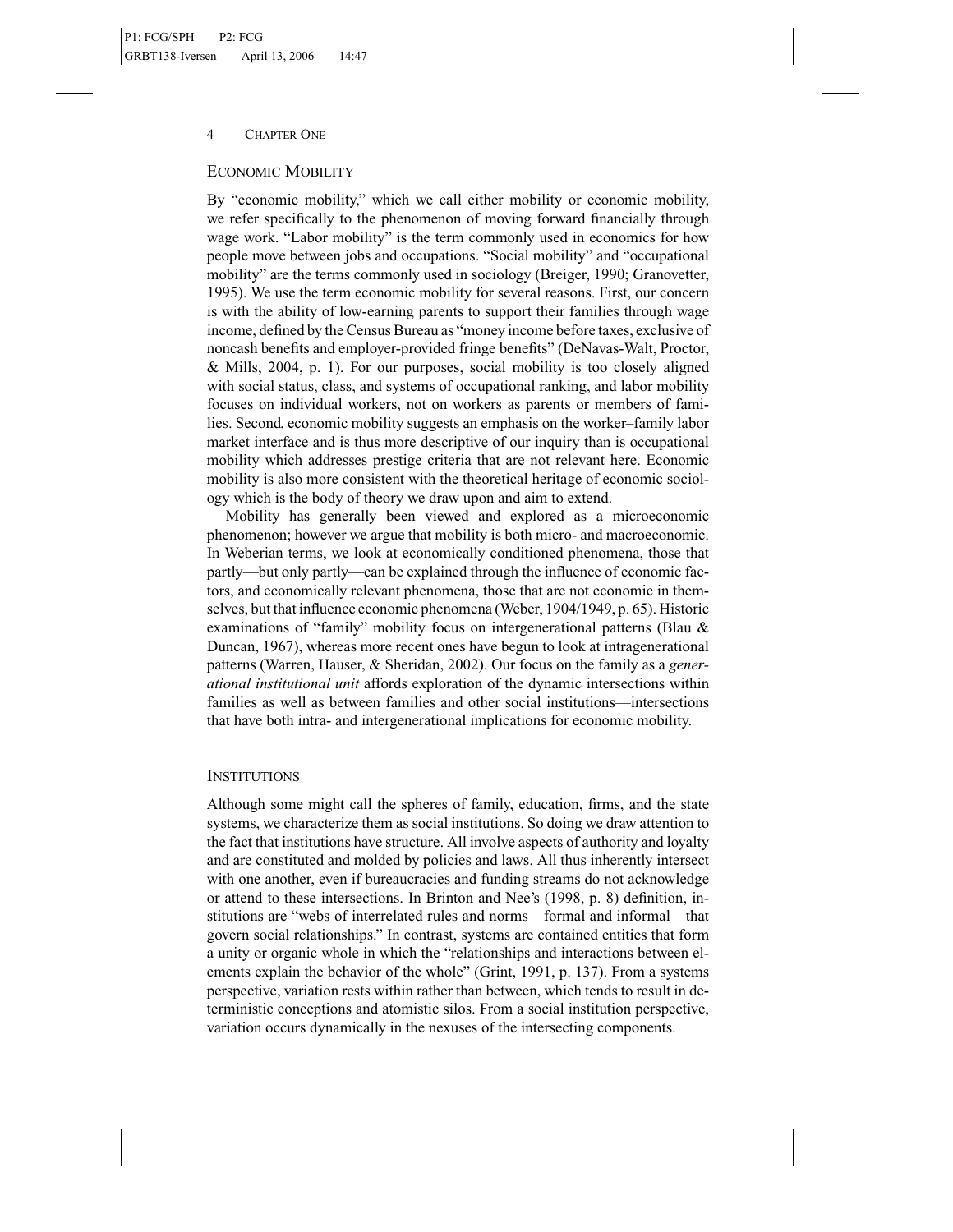## Economic Mobility

By "economic mobility," which we call either mobility or economic mobility, we refer specifically to the phenomenon of moving forward financially through wage work. "Labor mobility" is the term commonly used in economics for how people move between jobs and occupations. "Social mobility" and "occupational mobility" are the terms commonly used in sociology (Breiger, 1990; Granovetter, 1995). We use the term economic mobility for several reasons. First, our concern is with the ability of low-earning parents to support their families through wage income, defined by the Census Bureau as "money income before taxes, exclusive of noncash benefits and employer-provided fringe benefits" (DeNavas-Walt, Proctor, & Mills, 2004, p. 1). For our purposes, social mobility is too closely aligned with social status, class, and systems of occupational ranking, and labor mobility focuses on individual workers, not on workers as parents or members of families. Second, economic mobility suggests an emphasis on the worker–family labor market interface and is thus more descriptive of our inquiry than is occupational mobility which addresses prestige criteria that are not relevant here. Economic mobility is also more consistent with the theoretical heritage of economic sociology which is the body of theory we draw upon and aim to extend.

Mobility has generally been viewed and explored as a microeconomic phenomenon; however we argue that mobility is both micro- and macroeconomic. In Weberian terms, we look at economically conditioned phenomena, those that partly—but only partly—can be explained through the influence of economic factors, and economically relevant phenomena, those that are not economic in themselves, but that influence economic phenomena (Weber, 1904/1949, p. 65). Historic examinations of "family" mobility focus on intergenerational patterns (Blau & Duncan, 1967), whereas more recent ones have begun to look at intragenerational patterns (Warren, Hauser, & Sheridan, 2002). Our focus on the family as a *generational institutional unit* affords exploration of the dynamic intersections within families as well as between families and other social institutions—intersections that have both intra- and intergenerational implications for economic mobility.

## Institutions

Although some might call the spheres of family, education, firms, and the state systems, we characterize them as social institutions. So doing we draw attention to the fact that institutions have structure. All involve aspects of authority and loyalty and are constituted and molded by policies and laws. All thus inherently intersect with one another, even if bureaucracies and funding streams do not acknowledge or attend to these intersections. In Brinton and Nee's (1998, p. 8) definition, institutions are "webs of interrelated rules and norms—formal and informal—that govern social relationships." In contrast, systems are contained entities that form a unity or organic whole in which the "relationships and interactions between elements explain the behavior of the whole" (Grint, 1991, p. 137). From a systems perspective, variation rests within rather than between, which tends to result in deterministic conceptions and atomistic silos. From a social institution perspective, variation occurs dynamically in the nexuses of the intersecting components.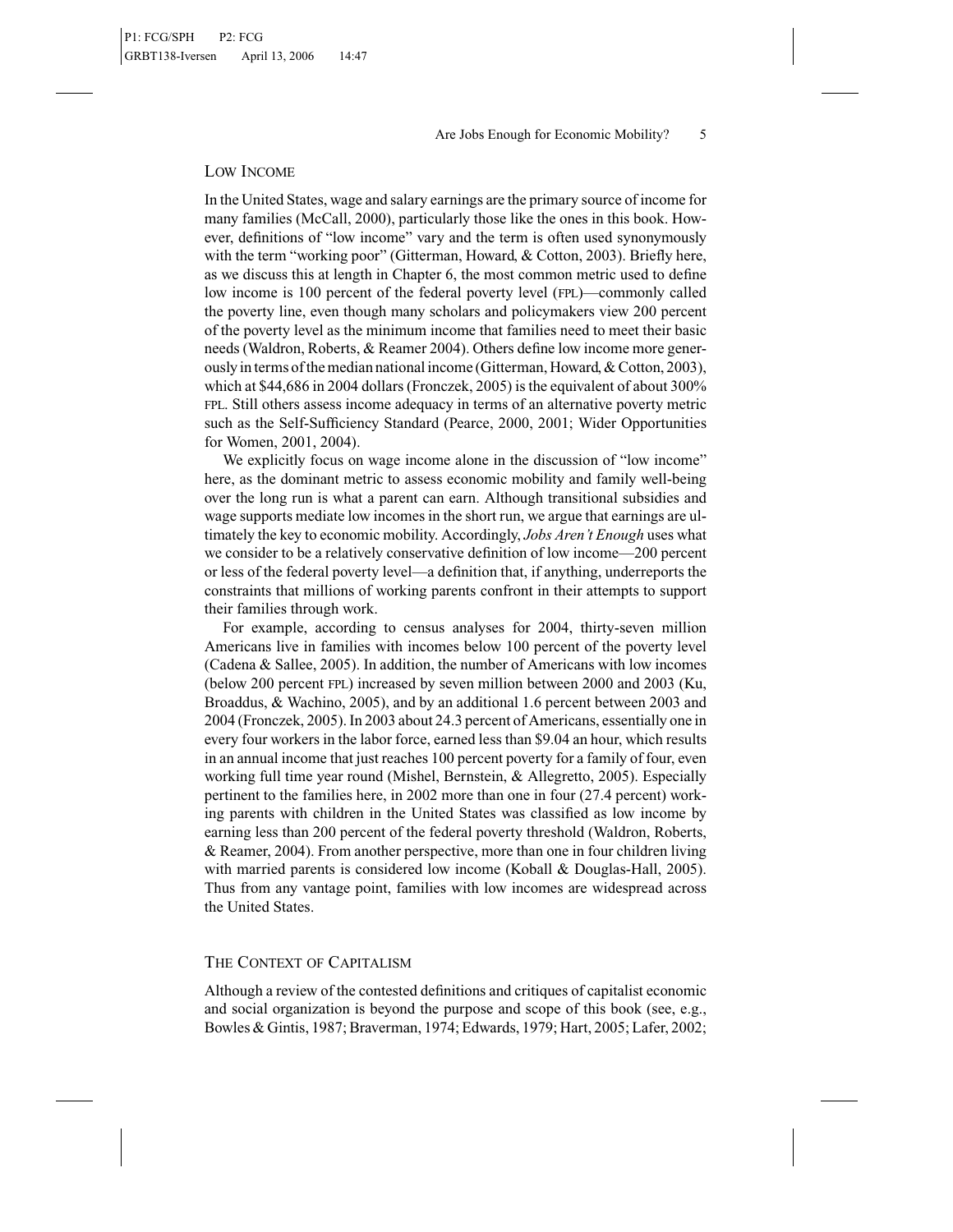## Low Income

In the United States, wage and salary earnings are the primary source of income for many families (McCall, 2000), particularly those like the ones in this book. However, definitions of "low income" vary and the term is often used synonymously with the term "working poor" (Gitterman, Howard, & Cotton, 2003). Briefly here, as we discuss this at length in Chapter 6, the most common metric used to define low income is 100 percent of the federal poverty level (FPL)—commonly called the poverty line, even though many scholars and policymakers view 200 percent of the poverty level as the minimum income that families need to meet their basic needs (Waldron, Roberts, & Reamer 2004). Others define low income more generously in terms of the median national income (Gitterman, Howard, & Cotton, 2003), which at $44,686 in 2004 dollars (Fronczek, 2005) is the equivalent of about 300% FPL. Still others assess income adequacy in terms of an alternative poverty metric such as the Self-Sufficiency Standard (Pearce, 2000, 2001; Wider Opportunities for Women, 2001, 2004).

We explicitly focus on wage income alone in the discussion of "low income" here, as the dominant metric to assess economic mobility and family well-being over the long run is what a parent can earn. Although transitional subsidies and wage supports mediate low incomes in the short run, we argue that earnings are ultimately the key to economic mobility. Accordingly, *Jobs Aren't Enough* uses what we consider to be a relatively conservative definition of low income—200 percent or less of the federal poverty level—a definition that, if anything, underreports the constraints that millions of working parents confront in their attempts to support their families through work.

For example, according to census analyses for 2004, thirty-seven million Americans live in families with incomes below 100 percent of the poverty level (Cadena & Sallee, 2005). In addition, the number of Americans with low incomes (below 200 percent FPL) increased by seven million between 2000 and 2003 (Ku, Broaddus, & Wachino, 2005), and by an additional 1.6 percent between 2003 and 2004 (Fronczek, 2005). In 2003 about 24.3 percent of Americans, essentially one in every four workers in the labor force, earned less than $9.04 an hour, which results in an annual income that just reaches 100 percent poverty for a family of four, even working full time year round (Mishel, Bernstein, & Allegretto, 2005). Especially pertinent to the families here, in 2002 more than one in four (27.4 percent) working parents with children in the United States was classified as low income by earning less than 200 percent of the federal poverty threshold (Waldron, Roberts, & Reamer, 2004). From another perspective, more than one in four children living with married parents is considered low income (Koball & Douglas-Hall, 2005). Thus from any vantage point, families with low incomes are widespread across the United States.

## The Context of Capitalism

Although a review of the contested definitions and critiques of capitalist economic and social organization is beyond the purpose and scope of this book (see, e.g., Bowles & Gintis, 1987; Braverman, 1974; Edwards, 1979; Hart, 2005; Lafer, 2002;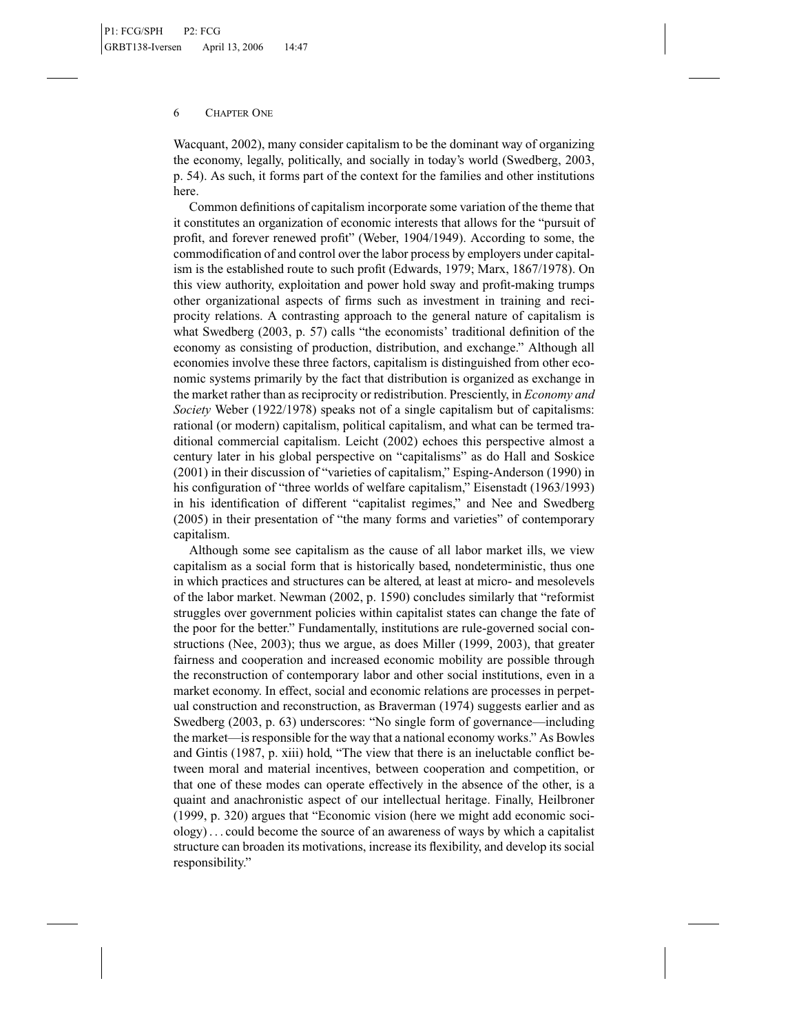Wacquant, 2002), many consider capitalism to be the dominant way of organizing the economy, legally, politically, and socially in today's world (Swedberg, 2003, p. 54). As such, it forms part of the context for the families and other institutions here.

Common definitions of capitalism incorporate some variation of the theme that it constitutes an organization of economic interests that allows for the "pursuit of profit, and forever renewed profit" (Weber, 1904/1949). According to some, the commodification of and control over the labor process by employers under capitalism is the established route to such profit (Edwards, 1979; Marx, 1867/1978). On this view authority, exploitation and power hold sway and profit-making trumps other organizational aspects of firms such as investment in training and reciprocity relations. A contrasting approach to the general nature of capitalism is what Swedberg (2003, p. 57) calls "the economists' traditional definition of the economy as consisting of production, distribution, and exchange." Although all economies involve these three factors, capitalism is distinguished from other economic systems primarily by the fact that distribution is organized as exchange in the market rather than as reciprocity or redistribution. Presciently, in *Economy and Society* Weber (1922/1978) speaks not of a single capitalism but of capitalisms: rational (or modern) capitalism, political capitalism, and what can be termed traditional commercial capitalism. Leicht (2002) echoes this perspective almost a century later in his global perspective on "capitalisms" as do Hall and Soskice (2001) in their discussion of "varieties of capitalism," Esping-Anderson (1990) in his configuration of "three worlds of welfare capitalism," Eisenstadt (1963/1993) in his identification of different "capitalist regimes," and Nee and Swedberg (2005) in their presentation of "the many forms and varieties" of contemporary capitalism.

Although some see capitalism as the cause of all labor market ills, we view capitalism as a social form that is historically based, nondeterministic, thus one in which practices and structures can be altered, at least at micro- and mesolevels of the labor market. Newman (2002, p. 1590) concludes similarly that "reformist struggles over government policies within capitalist states can change the fate of the poor for the better." Fundamentally, institutions are rule-governed social constructions (Nee, 2003); thus we argue, as does Miller (1999, 2003), that greater fairness and cooperation and increased economic mobility are possible through the reconstruction of contemporary labor and other social institutions, even in a market economy. In effect, social and economic relations are processes in perpetual construction and reconstruction, as Braverman (1974) suggests earlier and as Swedberg (2003, p. 63) underscores: "No single form of governance—including the market—is responsible for the way that a national economy works." As Bowles and Gintis (1987, p. xiii) hold, "The view that there is an ineluctable conflict between moral and material incentives, between cooperation and competition, or that one of these modes can operate effectively in the absence of the other, is a quaint and anachronistic aspect of our intellectual heritage. Finally, Heilbroner (1999, p. 320) argues that "Economic vision (here we might add economic sociology) . . . could become the source of an awareness of ways by which a capitalist structure can broaden its motivations, increase its flexibility, and develop its social responsibility."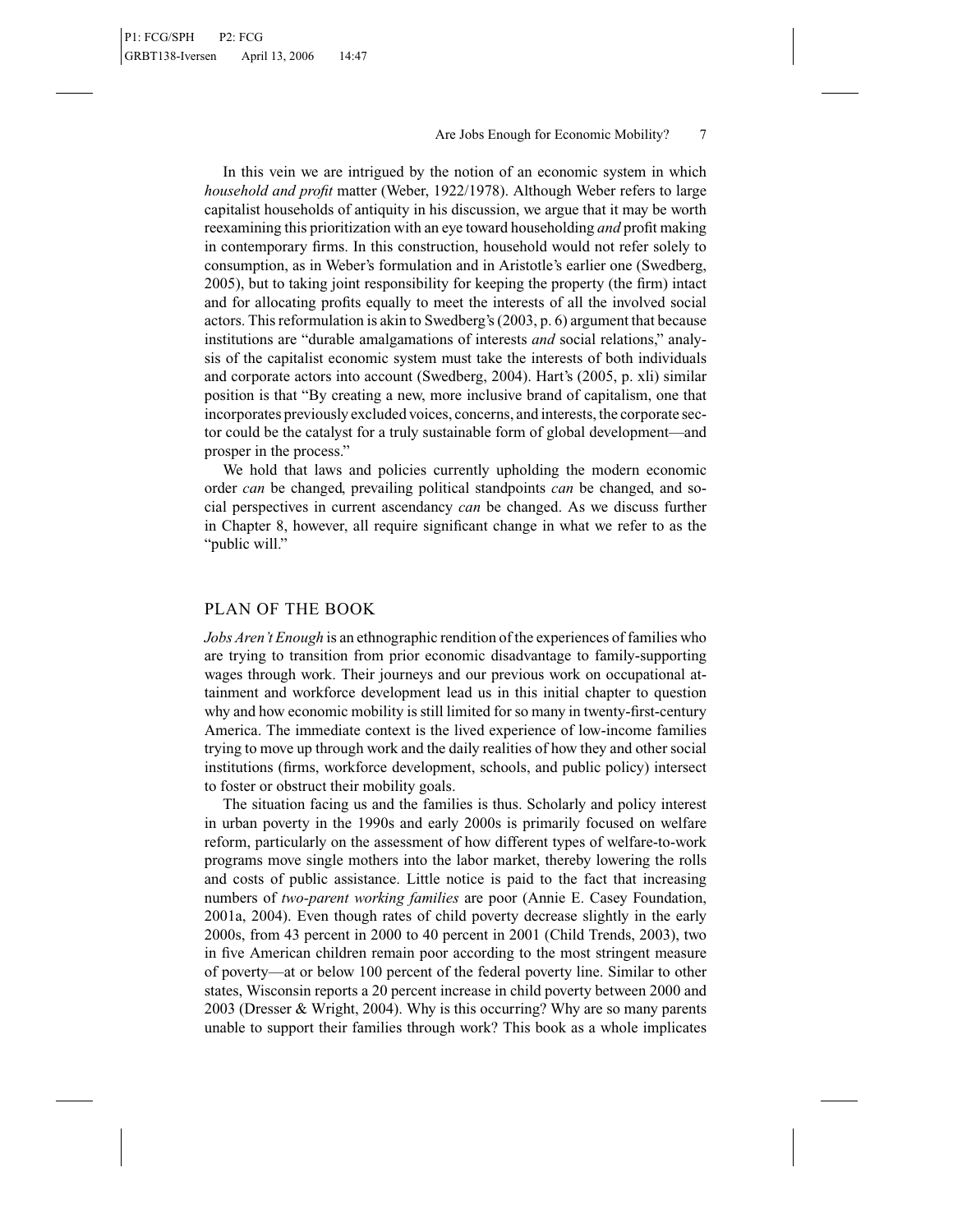In this vein we are intrigued by the notion of an economic system in which *household and profit* matter (Weber, 1922/1978). Although Weber refers to large capitalist households of antiquity in his discussion, we argue that it may be worth reexamining this prioritization with an eye toward householding *and* profit making in contemporary firms. In this construction, household would not refer solely to consumption, as in Weber's formulation and in Aristotle's earlier one (Swedberg, 2005), but to taking joint responsibility for keeping the property (the firm) intact and for allocating profits equally to meet the interests of all the involved social actors. This reformulation is akin to Swedberg's (2003, p. 6) argument that because institutions are "durable amalgamations of interests *and* social relations," analysis of the capitalist economic system must take the interests of both individuals and corporate actors into account (Swedberg, 2004). Hart's (2005, p. xli) similar position is that "By creating a new, more inclusive brand of capitalism, one that incorporates previously excluded voices, concerns, and interests, the corporate sector could be the catalyst for a truly sustainable form of global development—and prosper in the process."

We hold that laws and policies currently upholding the modern economic order *can* be changed, prevailing political standpoints *can* be changed, and social perspectives in current ascendancy *can* be changed. As we discuss further in Chapter 8, however, all require significant change in what we refer to as the "public will."

## PLAN OF THE BOOK

*Jobs Aren't Enough* is an ethnographic rendition of the experiences of families who are trying to transition from prior economic disadvantage to family-supporting wages through work. Their journeys and our previous work on occupational attainment and workforce development lead us in this initial chapter to question why and how economic mobility is still limited for so many in twenty-first-century America. The immediate context is the lived experience of low-income families trying to move up through work and the daily realities of how they and other social institutions (firms, workforce development, schools, and public policy) intersect to foster or obstruct their mobility goals.

The situation facing us and the families is thus. Scholarly and policy interest in urban poverty in the 1990s and early 2000s is primarily focused on welfare reform, particularly on the assessment of how different types of welfare-to-work programs move single mothers into the labor market, thereby lowering the rolls and costs of public assistance. Little notice is paid to the fact that increasing numbers of *two-parent working families* are poor (Annie E. Casey Foundation, 2001a, 2004). Even though rates of child poverty decrease slightly in the early 2000s, from 43 percent in 2000 to 40 percent in 2001 (Child Trends, 2003), two in five American children remain poor according to the most stringent measure of poverty—at or below 100 percent of the federal poverty line. Similar to other states, Wisconsin reports a 20 percent increase in child poverty between 2000 and 2003 (Dresser & Wright, 2004). Why is this occurring? Why are so many parents unable to support their families through work? This book as a whole implicates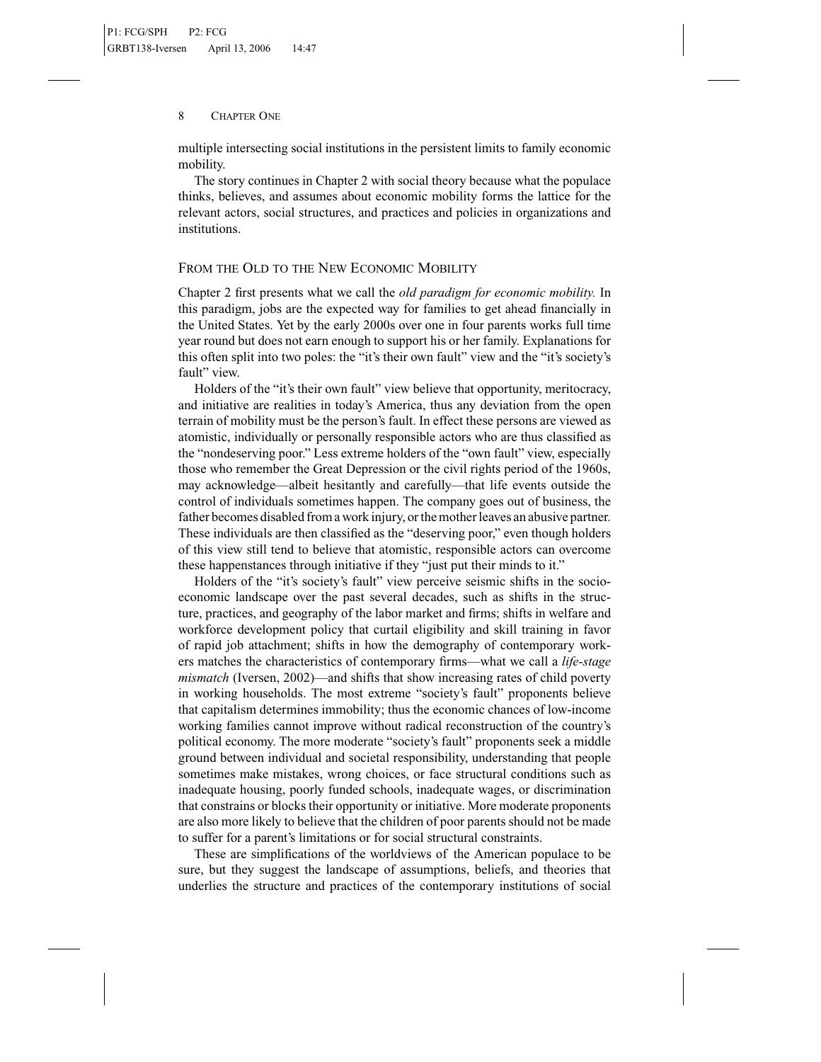multiple intersecting social institutions in the persistent limits to family economic mobility.

The story continues in Chapter 2 with social theory because what the populace thinks, believes, and assumes about economic mobility forms the lattice for the relevant actors, social structures, and practices and policies in organizations and institutions.

## From the Old to the New Economic Mobility

Chapter 2 first presents what we call the *old paradigm for economic mobility.* In this paradigm, jobs are the expected way for families to get ahead financially in the United States. Yet by the early 2000s over one in four parents works full time year round but does not earn enough to support his or her family. Explanations for this often split into two poles: the "it's their own fault" view and the "it's society's fault" view.

Holders of the "it's their own fault" view believe that opportunity, meritocracy, and initiative are realities in today's America, thus any deviation from the open terrain of mobility must be the person's fault. In effect these persons are viewed as atomistic, individually or personally responsible actors who are thus classified as the "nondeserving poor." Less extreme holders of the "own fault" view, especially those who remember the Great Depression or the civil rights period of the 1960s, may acknowledge—albeit hesitantly and carefully—that life events outside the control of individuals sometimes happen. The company goes out of business, the father becomes disabled from a work injury, or the mother leaves an abusive partner. These individuals are then classified as the "deserving poor," even though holders of this view still tend to believe that atomistic, responsible actors can overcome these happenstances through initiative if they "just put their minds to it."

Holders of the "it's society's fault" view perceive seismic shifts in the socioeconomic landscape over the past several decades, such as shifts in the structure, practices, and geography of the labor market and firms; shifts in welfare and workforce development policy that curtail eligibility and skill training in favor of rapid job attachment; shifts in how the demography of contemporary workers matches the characteristics of contemporary firms—what we call a *life-stage mismatch* (Iversen, 2002)—and shifts that show increasing rates of child poverty in working households. The most extreme "society's fault" proponents believe that capitalism determines immobility; thus the economic chances of low-income working families cannot improve without radical reconstruction of the country's political economy. The more moderate "society's fault" proponents seek a middle ground between individual and societal responsibility, understanding that people sometimes make mistakes, wrong choices, or face structural conditions such as inadequate housing, poorly funded schools, inadequate wages, or discrimination that constrains or blocks their opportunity or initiative. More moderate proponents are also more likely to believe that the children of poor parents should not be made to suffer for a parent's limitations or for social structural constraints.

These are simplifications of the worldviews of the American populace to be sure, but they suggest the landscape of assumptions, beliefs, and theories that underlies the structure and practices of the contemporary institutions of social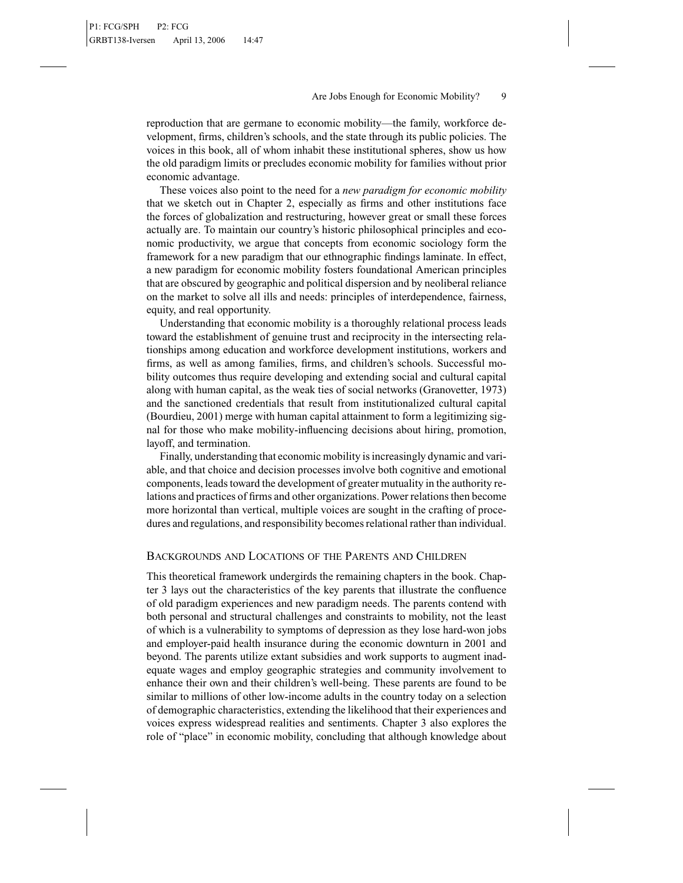reproduction that are germane to economic mobility—the family, workforce development, firms, children's schools, and the state through its public policies. The voices in this book, all of whom inhabit these institutional spheres, show us how the old paradigm limits or precludes economic mobility for families without prior economic advantage.

These voices also point to the need for a *new paradigm for economic mobility* that we sketch out in Chapter 2, especially as firms and other institutions face the forces of globalization and restructuring, however great or small these forces actually are. To maintain our country's historic philosophical principles and economic productivity, we argue that concepts from economic sociology form the framework for a new paradigm that our ethnographic findings laminate. In effect, a new paradigm for economic mobility fosters foundational American principles that are obscured by geographic and political dispersion and by neoliberal reliance on the market to solve all ills and needs: principles of interdependence, fairness, equity, and real opportunity.

Understanding that economic mobility is a thoroughly relational process leads toward the establishment of genuine trust and reciprocity in the intersecting relationships among education and workforce development institutions, workers and firms, as well as among families, firms, and children's schools. Successful mobility outcomes thus require developing and extending social and cultural capital along with human capital, as the weak ties of social networks (Granovetter, 1973) and the sanctioned credentials that result from institutionalized cultural capital (Bourdieu, 2001) merge with human capital attainment to form a legitimizing signal for those who make mobility-influencing decisions about hiring, promotion, layoff, and termination.

Finally, understanding that economic mobility is increasingly dynamic and variable, and that choice and decision processes involve both cognitive and emotional components, leads toward the development of greater mutuality in the authority relations and practices of firms and other organizations. Power relations then become more horizontal than vertical, multiple voices are sought in the crafting of procedures and regulations, and responsibility becomes relational rather than individual.

## Backgrounds and Locations of the Parents and Children

This theoretical framework undergirds the remaining chapters in the book. Chapter 3 lays out the characteristics of the key parents that illustrate the confluence of old paradigm experiences and new paradigm needs. The parents contend with both personal and structural challenges and constraints to mobility, not the least of which is a vulnerability to symptoms of depression as they lose hard-won jobs and employer-paid health insurance during the economic downturn in 2001 and beyond. The parents utilize extant subsidies and work supports to augment inadequate wages and employ geographic strategies and community involvement to enhance their own and their children's well-being. These parents are found to be similar to millions of other low-income adults in the country today on a selection of demographic characteristics, extending the likelihood that their experiences and voices express widespread realities and sentiments. Chapter 3 also explores the role of "place" in economic mobility, concluding that although knowledge about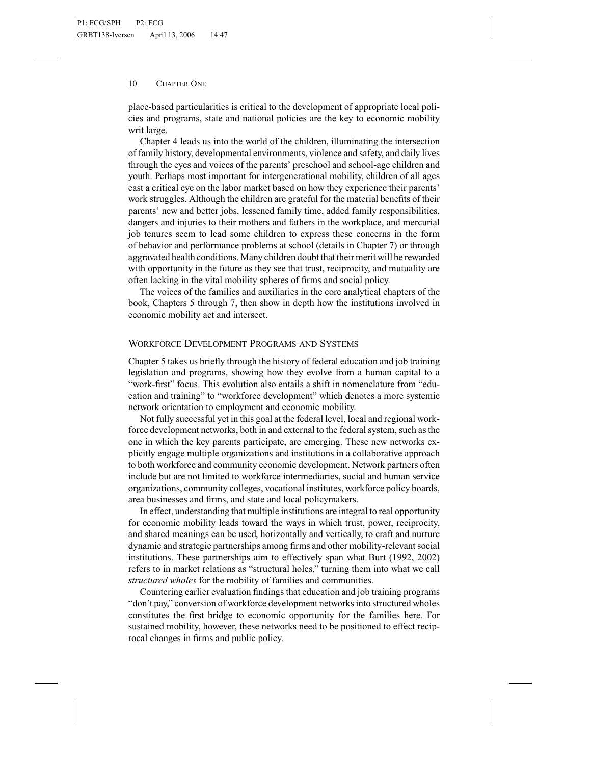place-based particularities is critical to the development of appropriate local policies and programs, state and national policies are the key to economic mobility writ large.

Chapter 4 leads us into the world of the children, illuminating the intersection of family history, developmental environments, violence and safety, and daily lives through the eyes and voices of the parents' preschool and school-age children and youth. Perhaps most important for intergenerational mobility, children of all ages cast a critical eye on the labor market based on how they experience their parents' work struggles. Although the children are grateful for the material benefits of their parents' new and better jobs, lessened family time, added family responsibilities, dangers and injuries to their mothers and fathers in the workplace, and mercurial job tenures seem to lead some children to express these concerns in the form of behavior and performance problems at school (details in Chapter 7) or through aggravated health conditions. Many children doubt that their merit will be rewarded with opportunity in the future as they see that trust, reciprocity, and mutuality are often lacking in the vital mobility spheres of firms and social policy.

The voices of the families and auxiliaries in the core analytical chapters of the book, Chapters 5 through 7, then show in depth how the institutions involved in economic mobility act and intersect.

## Workforce Development Programs and Systems

Chapter 5 takes us briefly through the history of federal education and job training legislation and programs, showing how they evolve from a human capital to a "work-first" focus. This evolution also entails a shift in nomenclature from "education and training" to "workforce development" which denotes a more systemic network orientation to employment and economic mobility.

Not fully successful yet in this goal at the federal level, local and regional workforce development networks, both in and external to the federal system, such as the one in which the key parents participate, are emerging. These new networks explicitly engage multiple organizations and institutions in a collaborative approach to both workforce and community economic development. Network partners often include but are not limited to workforce intermediaries, social and human service organizations, community colleges, vocational institutes, workforce policy boards, area businesses and firms, and state and local policymakers.

In effect, understanding that multiple institutions are integral to real opportunity for economic mobility leads toward the ways in which trust, power, reciprocity, and shared meanings can be used, horizontally and vertically, to craft and nurture dynamic and strategic partnerships among firms and other mobility-relevant social institutions. These partnerships aim to effectively span what Burt (1992, 2002) refers to in market relations as "structural holes," turning them into what we call *structured wholes* for the mobility of families and communities.

Countering earlier evaluation findings that education and job training programs "don't pay," conversion of workforce development networks into structured wholes constitutes the first bridge to economic opportunity for the families here. For sustained mobility, however, these networks need to be positioned to effect reciprocal changes in firms and public policy.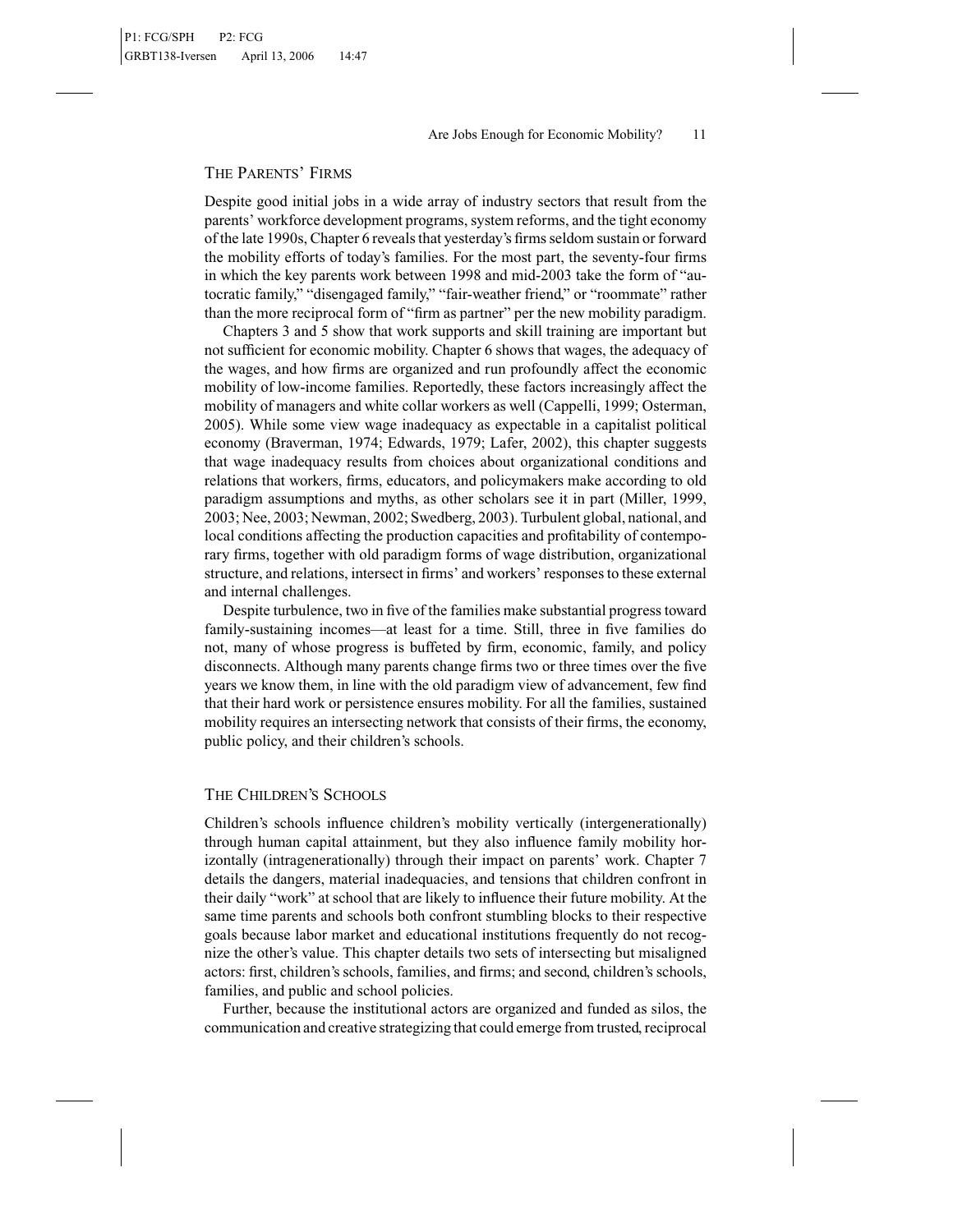## THE PARENTS' FIRMS

Despite good initial jobs in a wide array of industry sectors that result from the parents' workforce development programs, system reforms, and the tight economy of the late 1990s, Chapter 6 reveals that yesterday's firms seldom sustain or forward the mobility efforts of today's families. For the most part, the seventy-four firms in which the key parents work between 1998 and mid-2003 take the form of "autocratic family," "disengaged family," "fair-weather friend," or "roommate" rather than the more reciprocal form of "firm as partner" per the new mobility paradigm.

Chapters 3 and 5 show that work supports and skill training are important but not sufficient for economic mobility. Chapter 6 shows that wages, the adequacy of the wages, and how firms are organized and run profoundly affect the economic mobility of low-income families. Reportedly, these factors increasingly affect the mobility of managers and white collar workers as well (Cappelli, 1999; Osterman, 2005). While some view wage inadequacy as expectable in a capitalist political economy (Braverman, 1974; Edwards, 1979; Lafer, 2002), this chapter suggests that wage inadequacy results from choices about organizational conditions and relations that workers, firms, educators, and policymakers make according to old paradigm assumptions and myths, as other scholars see it in part (Miller, 1999, 2003; Nee, 2003; Newman, 2002; Swedberg, 2003). Turbulent global, national, and local conditions affecting the production capacities and profitability of contemporary firms, together with old paradigm forms of wage distribution, organizational structure, and relations, intersect in firms' and workers' responses to these external and internal challenges.

Despite turbulence, two in five of the families make substantial progress toward family-sustaining incomes—at least for a time. Still, three in five families do not, many of whose progress is buffeted by firm, economic, family, and policy disconnects. Although many parents change firms two or three times over the five years we know them, in line with the old paradigm view of advancement, few find that their hard work or persistence ensures mobility. For all the families, sustained mobility requires an intersecting network that consists of their firms, the economy, public policy, and their children's schools.

## THE CHILDREN'S SCHOOLS

Children's schools influence children's mobility vertically (intergenerationally) through human capital attainment, but they also influence family mobility horizontally (intragenerationally) through their impact on parents' work. Chapter 7 details the dangers, material inadequacies, and tensions that children confront in their daily "work" at school that are likely to influence their future mobility. At the same time parents and schools both confront stumbling blocks to their respective goals because labor market and educational institutions frequently do not recognize the other's value. This chapter details two sets of intersecting but misaligned actors: first, children's schools, families, and firms; and second, children's schools, families, and public and school policies.

Further, because the institutional actors are organized and funded as silos, the communication and creative strategizing that could emerge from trusted, reciprocal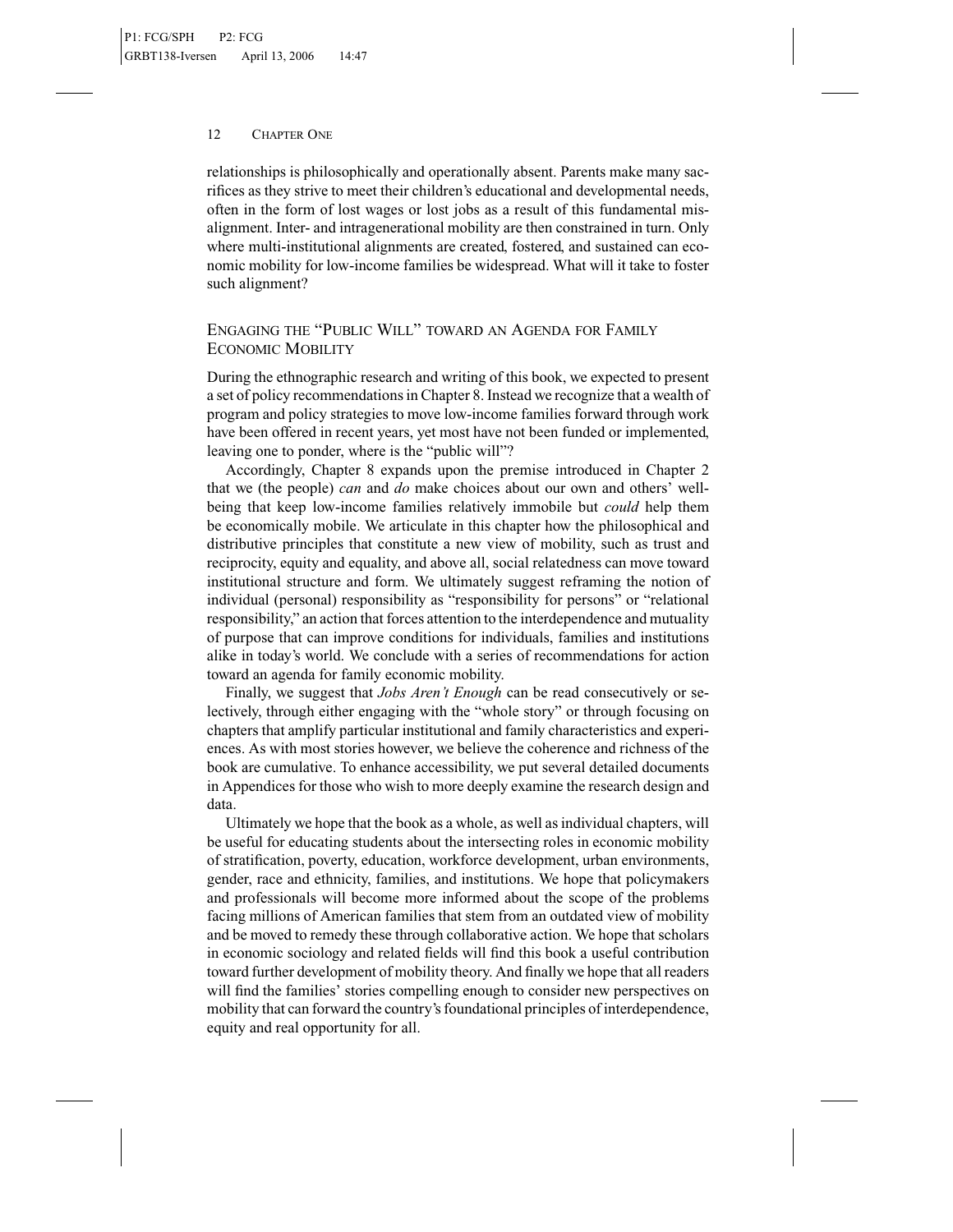relationships is philosophically and operationally absent. Parents make many sacrifices as they strive to meet their children's educational and developmental needs, often in the form of lost wages or lost jobs as a result of this fundamental misalignment. Inter- and intragenerational mobility are then constrained in turn. Only where multi-institutional alignments are created, fostered, and sustained can economic mobility for low-income families be widespread. What will it take to foster such alignment?

## Engaging the "Public Will" toward an Agenda for Family Economic Mobility

During the ethnographic research and writing of this book, we expected to present a set of policy recommendations in Chapter 8. Instead we recognize that a wealth of program and policy strategies to move low-income families forward through work have been offered in recent years, yet most have not been funded or implemented, leaving one to ponder, where is the "public will"?

Accordingly, Chapter 8 expands upon the premise introduced in Chapter 2 that we (the people) *can* and *do* make choices about our own and others' well-being that keep low-income families relatively immobile but *could* help them be economically mobile. We articulate in this chapter how the philosophical and distributive principles that constitute a new view of mobility, such as trust and reciprocity, equity and equality, and above all, social relatedness can move toward institutional structure and form. We ultimately suggest reframing the notion of individual (personal) responsibility as "responsibility for persons" or "relational responsibility," an action that forces attention to the interdependence and mutuality of purpose that can improve conditions for individuals, families and institutions alike in today's world. We conclude with a series of recommendations for action toward an agenda for family economic mobility.

Finally, we suggest that *Jobs Aren't Enough* can be read consecutively or selectively, through either engaging with the "whole story" or through focusing on chapters that amplify particular institutional and family characteristics and experiences. As with most stories however, we believe the coherence and richness of the book are cumulative. To enhance accessibility, we put several detailed documents in Appendices for those who wish to more deeply examine the research design and data.

Ultimately we hope that the book as a whole, as well as individual chapters, will be useful for educating students about the intersecting roles in economic mobility of stratification, poverty, education, workforce development, urban environments, gender, race and ethnicity, families, and institutions. We hope that policymakers and professionals will become more informed about the scope of the problems facing millions of American families that stem from an outdated view of mobility and be moved to remedy these through collaborative action. We hope that scholars in economic sociology and related fields will find this book a useful contribution toward further development of mobility theory. And finally we hope that all readers will find the families' stories compelling enough to consider new perspectives on mobility that can forward the country's foundational principles of interdependence, equity and real opportunity for all.